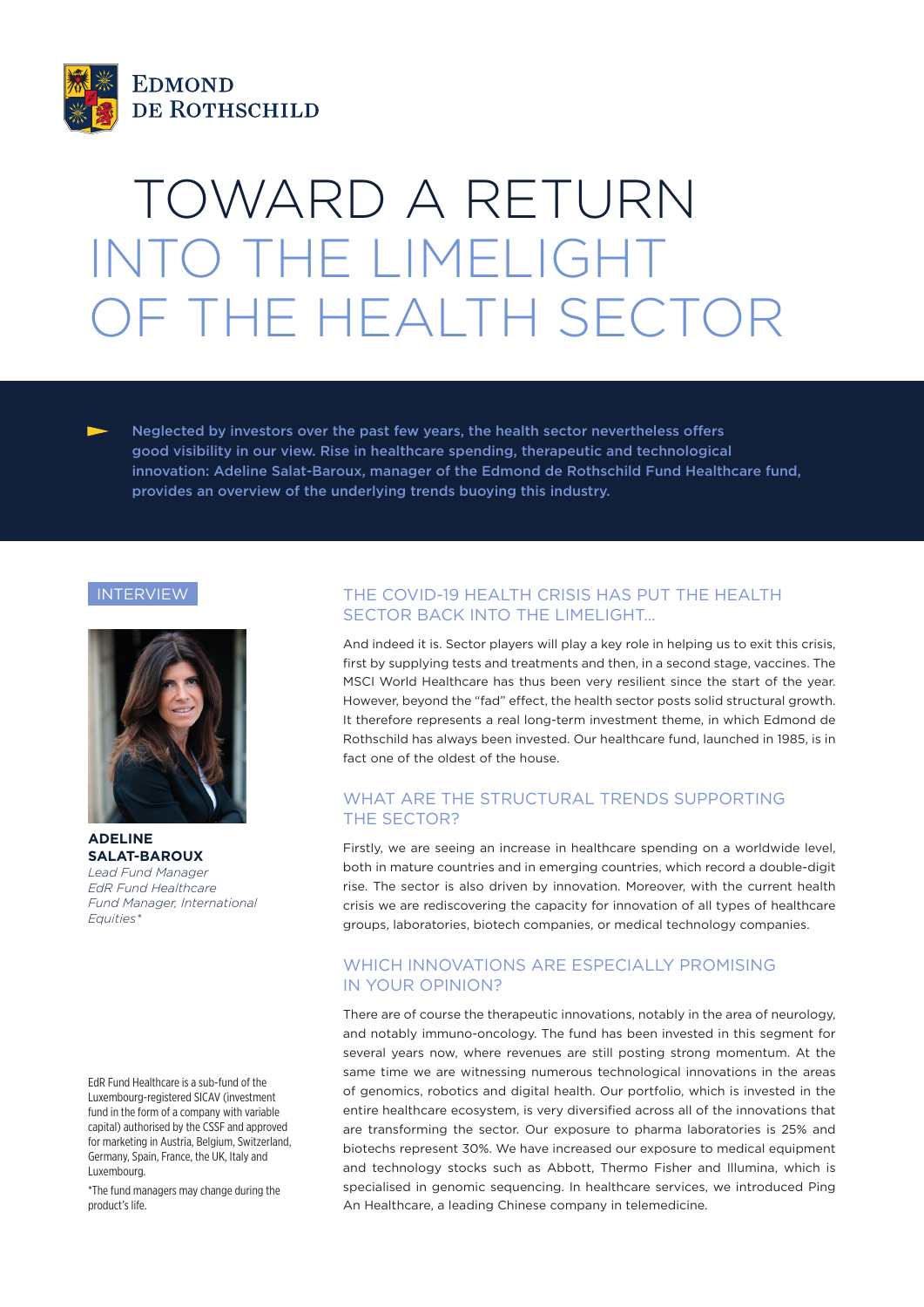# TOWARD A RETURN INTO THE LIMELIGHT OF THE HEALTH SECTOR

Neglected by investors over the past few years, the health sector nevertheless offers good visibility in our view. Rise in healthcare spending, therapeutic and technological innovation: Adeline Salat-Baroux, manager of the Edmond de Rothschild Fund Healthcare fund, provides an overview of the underlying trends buoying this industry.

INTERVIEW

**ADELINE SALAT-BAROUX**
*Lead Fund Manager*
*EdR Fund Healthcare*
*Fund Manager, International Equities**

## THE COVID-19 HEALTH CRISIS HAS PUT THE HEALTH SECTOR BACK INTO THE LIMELIGHT...

And indeed it is. Sector players will play a key role in helping us to exit this crisis, first by supplying tests and treatments and then, in a second stage, vaccines. The MSCI World Healthcare has thus been very resilient since the start of the year. However, beyond the "fad" effect, the health sector posts solid structural growth. It therefore represents a real long-term investment theme, in which Edmond de Rothschild has always been invested. Our healthcare fund, launched in 1985, is in fact one of the oldest of the house.

## WHAT ARE THE STRUCTURAL TRENDS SUPPORTING THE SECTOR?

Firstly, we are seeing an increase in healthcare spending on a worldwide level, both in mature countries and in emerging countries, which record a double-digit rise. The sector is also driven by innovation. Moreover, with the current health crisis we are rediscovering the capacity for innovation of all types of healthcare groups, laboratories, biotech companies, or medical technology companies.

## WHICH INNOVATIONS ARE ESPECIALLY PROMISING IN YOUR OPINION?

There are of course the therapeutic innovations, notably in the area of neurology, and notably immuno-oncology. The fund has been invested in this segment for several years now, where revenues are still posting strong momentum. At the same time we are witnessing numerous technological innovations in the areas of genomics, robotics and digital health. Our portfolio, which is invested in the entire healthcare ecosystem, is very diversified across all of the innovations that are transforming the sector. Our exposure to pharma laboratories is 25% and biotechs represent 30%. We have increased our exposure to medical equipment and technology stocks such as Abbott, Thermo Fisher and Illumina, which is specialised in genomic sequencing. In healthcare services, we introduced Ping An Healthcare, a leading Chinese company in telemedicine.

EdR Fund Healthcare is a sub-fund of the Luxembourg-registered SICAV (investment fund in the form of a company with variable capital) authorised by the CSSF and approved for marketing in Austria, Belgium, Switzerland, Germany, Spain, France, the UK, Italy and Luxembourg.

*The fund managers may change during the product's life.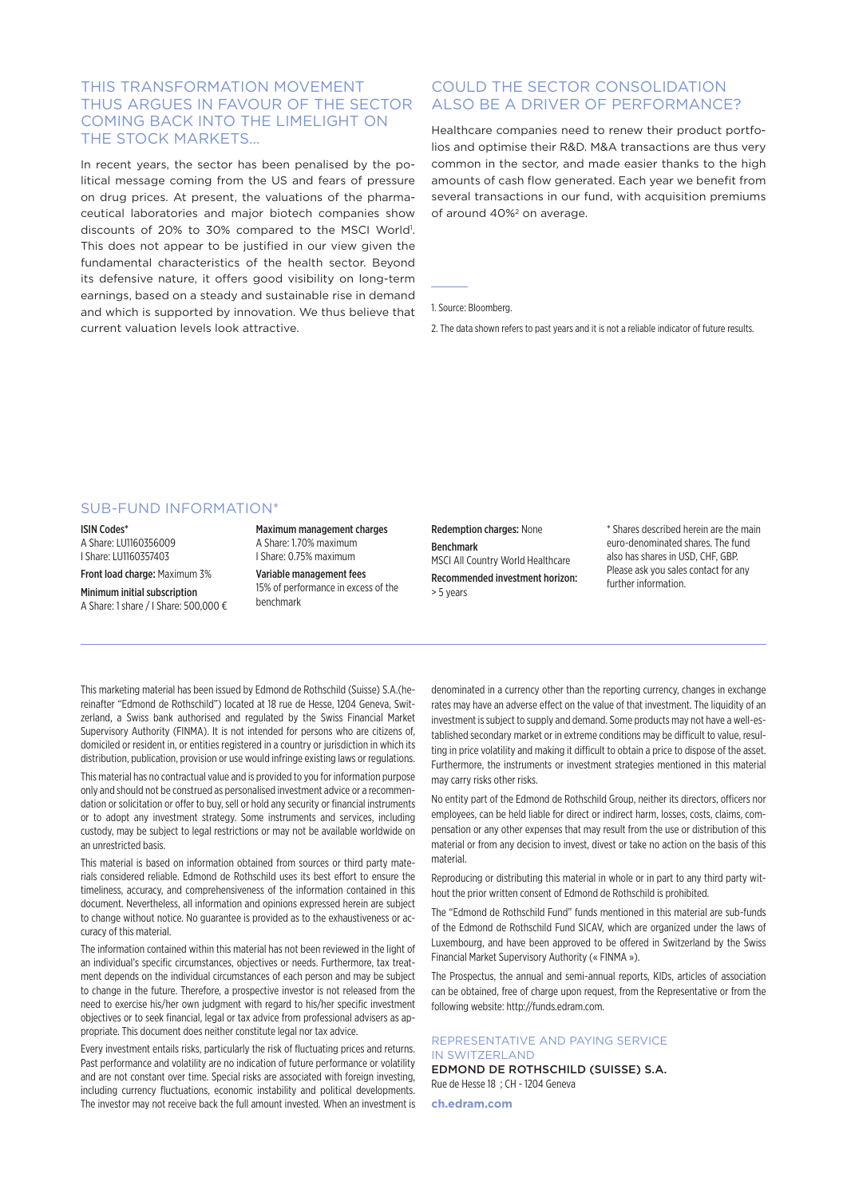## THIS TRANSFORMATION MOVEMENT THUS ARGUES IN FAVOUR OF THE SECTOR COMING BACK INTO THE LIMELIGHT ON THE STOCK MARKETS...

In recent years, the sector has been penalised by the political message coming from the US and fears of pressure on drug prices. At present, the valuations of the pharmaceutical laboratories and major biotech companies show discounts of 20% to 30% compared to the MSCI World[1]. This does not appear to be justified in our view given the fundamental characteristics of the health sector. Beyond its defensive nature, it offers good visibility on long-term earnings, based on a steady and sustainable rise in demand and which is supported by innovation. We thus believe that current valuation levels look attractive.

## COULD THE SECTOR CONSOLIDATION ALSO BE A DRIVER OF PERFORMANCE?

Healthcare companies need to renew their product portfolios and optimise their R&D. M&A transactions are thus very common in the sector, and made easier thanks to the high amounts of cash flow generated. Each year we benefit from several transactions in our fund, with acquisition premiums of around 40%[2] on average.

1. Source: Bloomberg.

2. The data shown refers to past years and it is not a reliable indicator of future results.

## SUB-FUND INFORMATION*

**ISIN Codes***
A Share: LU1160356009
I Share: LU1160357403

**Front load charge:** Maximum 3%

**Minimum initial subscription**
A Share: 1 share / I Share: 500,000 €

**Maximum management charges**
A Share: 1.70% maximum
I Share: 0.75% maximum

**Variable management fees**
15% of performance in excess of the benchmark

**Redemption charges:** None

**Benchmark**
MSCI All Country World Healthcare

**Recommended investment horizon:**
> 5 years

* Shares described herein are the main euro-denominated shares. The fund also has shares in USD, CHF, GBP. Please ask you sales contact for any further information.

---

This marketing material has been issued by Edmond de Rothschild (Suisse) S.A.(hereinafter "Edmond de Rothschild") located at 18 rue de Hesse, 1204 Geneva, Switzerland, a Swiss bank authorised and regulated by the Swiss Financial Market Supervisory Authority (FINMA). It is not intended for persons who are citizens of, domiciled or resident in, or entities registered in a country or jurisdiction in which its distribution, publication, provision or use would infringe existing laws or regulations.

This material has no contractual value and is provided to you for information purpose only and should not be construed as personalised investment advice or a recommendation or solicitation or offer to buy, sell or hold any security or financial instruments or to adopt any investment strategy. Some instruments and services, including custody, may be subject to legal restrictions or may not be available worldwide on an unrestricted basis.

This material is based on information obtained from sources or third party materials considered reliable. Edmond de Rothschild uses its best effort to ensure the timeliness, accuracy, and comprehensiveness of the information contained in this document. Nevertheless, all information and opinions expressed herein are subject to change without notice. No guarantee is provided as to the exhaustiveness or accuracy of this material.

The information contained within this material has not been reviewed in the light of an individual's specific circumstances, objectives or needs. Furthermore, tax treatment depends on the individual circumstances of each person and may be subject to change in the future. Therefore, a prospective investor is not released from the need to exercise his/her own judgment with regard to his/her specific investment objectives or to seek financial, legal or tax advice from professional advisers as appropriate. This document does neither constitute legal nor tax advice.

Every investment entails risks, particularly the risk of fluctuating prices and returns. Past performance and volatility are no indication of future performance or volatility and are not constant over time. Special risks are associated with foreign investing, including currency fluctuations, economic instability and political developments. The investor may not receive back the full amount invested. When an investment is denominated in a currency other than the reporting currency, changes in exchange rates may have an adverse effect on the value of that investment. The liquidity of an investment is subject to supply and demand. Some products may not have a well-established secondary market or in extreme conditions may be difficult to value, resulting in price volatility and making it difficult to obtain a price to dispose of the asset. Furthermore, the instruments or investment strategies mentioned in this material may carry risks other risks.

No entity part of the Edmond de Rothschild Group, neither its directors, officers nor employees, can be held liable for direct or indirect harm, losses, costs, claims, compensation or any other expenses that may result from the use or distribution of this material or from any decision to invest, divest or take no action on the basis of this material.

Reproducing or distributing this material in whole or in part to any third party without the prior written consent of Edmond de Rothschild is prohibited.

The "Edmond de Rothschild Fund" funds mentioned in this material are sub-funds of the Edmond de Rothschild Fund SICAV, which are organized under the laws of Luxembourg, and have been approved to be offered in Switzerland by the Swiss Financial Market Supervisory Authority (« FINMA »).

The Prospectus, the annual and semi-annual reports, KIDs, articles of association can be obtained, free of charge upon request, from the Representative or from the following website: http://funds.edram.com.

### REPRESENTATIVE AND PAYING SERVICE IN SWITZERLAND

**EDMOND DE ROTHSCHILD (SUISSE) S.A.**
Rue de Hesse 18 ; CH - 1204 Geneva

**ch.edram.com**